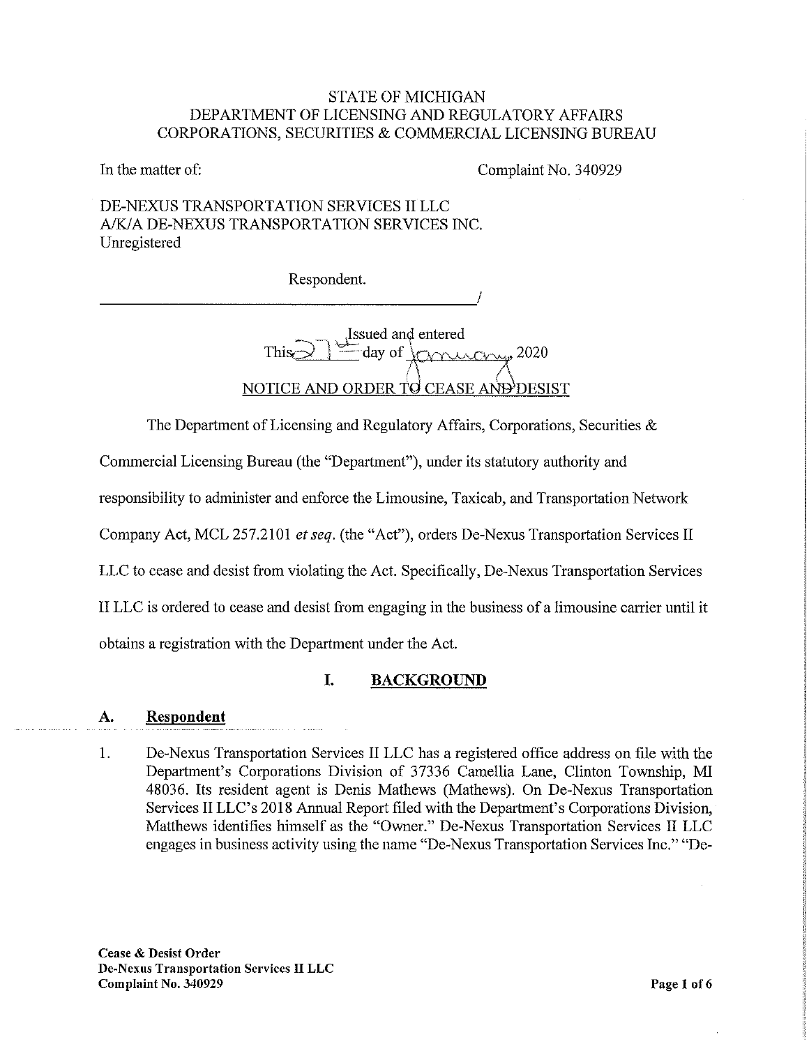STATE OF MICHIGAN
DEPARTMENT OF LICENSING AND REGULATORY AFFAIRS
CORPORATIONS, SECURITIES & COMMERCIAL LICENSING BUREAU

In the matter of: Complaint No. 340929

DE-NEXUS TRANSPORTATION SERVICES II LLC
A/K/A DE-NEXUS TRANSPORTATION SERVICES INC.
Unregistered

Respondent.
_______________________________________/

Issued and entered
This 27th day of January 2020

NOTICE AND ORDER TO CEASE AND DESIST

The Department of Licensing and Regulatory Affairs, Corporations, Securities & Commercial Licensing Bureau (the "Department"), under its statutory authority and responsibility to administer and enforce the Limousine, Taxicab, and Transportation Network Company Act, MCL 257.2101 *et seq.* (the "Act"), orders De-Nexus Transportation Services II LLC to cease and desist from violating the Act. Specifically, De-Nexus Transportation Services II LLC is ordered to cease and desist from engaging in the business of a limousine carrier until it obtains a registration with the Department under the Act.

## I. BACKGROUND

### A. Respondent

1. De-Nexus Transportation Services II LLC has a registered office address on file with the Department's Corporations Division of 37336 Camellia Lane, Clinton Township, MI 48036. Its resident agent is Denis Mathews (Mathews). On De-Nexus Transportation Services II LLC's 2018 Annual Report filed with the Department's Corporations Division, Matthews identifies himself as the "Owner." De-Nexus Transportation Services II LLC engages in business activity using the name "De-Nexus Transportation Services Inc," "De-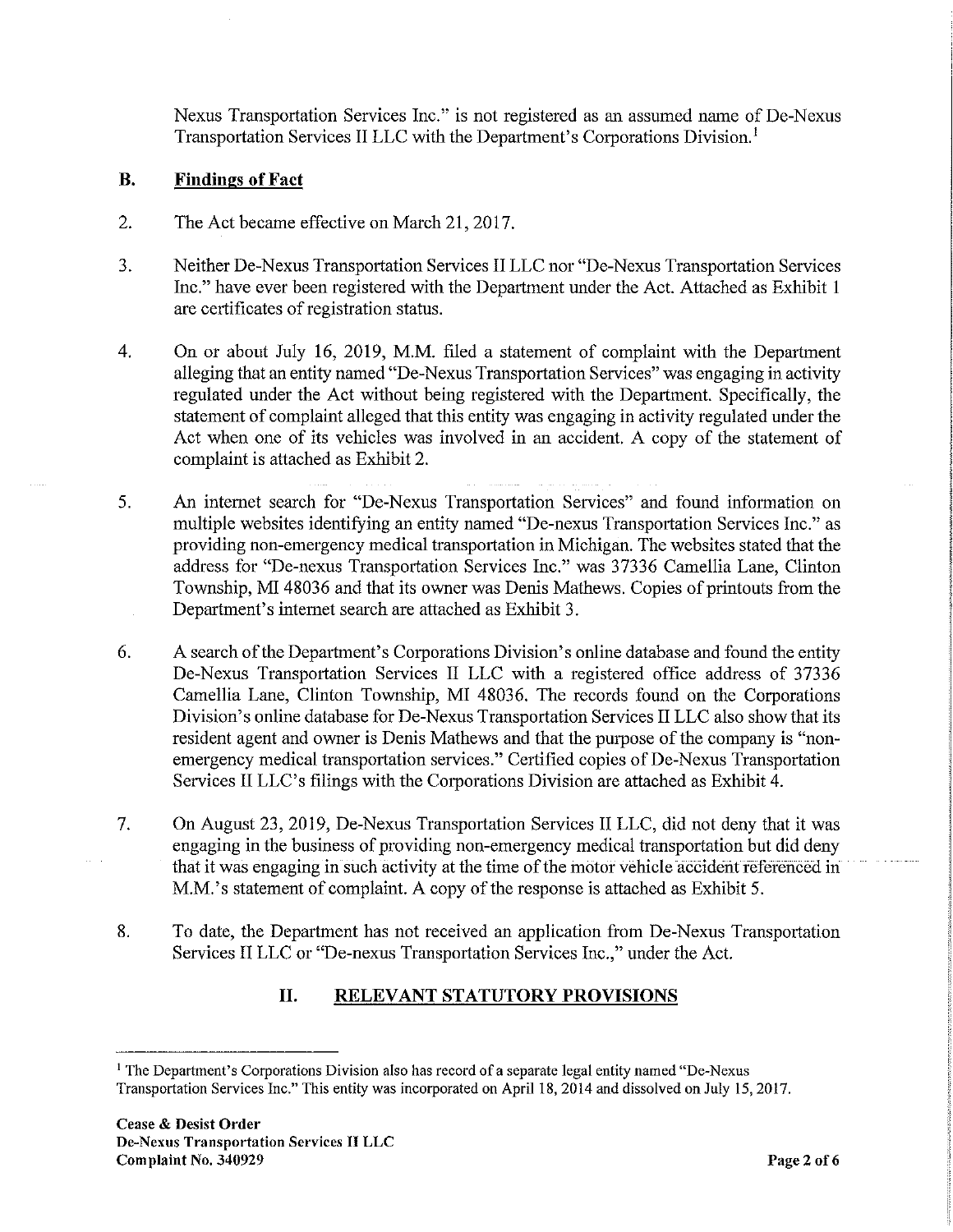Nexus Transportation Services Inc." is not registered as an assumed name of De-Nexus Transportation Services II LLC with the Department's Corporations Division.[1]

## B. Findings of Fact

2. The Act became effective on March 21, 2017.

3. Neither De-Nexus Transportation Services II LLC nor "De-Nexus Transportation Services Inc." have ever been registered with the Department under the Act. Attached as Exhibit 1 are certificates of registration status.

4. On or about July 16, 2019, M.M. filed a statement of complaint with the Department alleging that an entity named "De-Nexus Transportation Services" was engaging in activity regulated under the Act without being registered with the Department. Specifically, the statement of complaint alleged that this entity was engaging in activity regulated under the Act when one of its vehicles was involved in an accident. A copy of the statement of complaint is attached as Exhibit 2.

5. An internet search for "De-Nexus Transportation Services" and found information on multiple websites identifying an entity named "De-nexus Transportation Services Inc." as providing non-emergency medical transportation in Michigan. The websites stated that the address for "De-nexus Transportation Services Inc." was 37336 Camellia Lane, Clinton Township, MI 48036 and that its owner was Denis Mathews. Copies of printouts from the Department's internet search are attached as Exhibit 3.

6. A search of the Department's Corporations Division's online database and found the entity De-Nexus Transportation Services II LLC with a registered office address of 37336 Camellia Lane, Clinton Township, MI 48036. The records found on the Corporations Division's online database for De-Nexus Transportation Services II LLC also show that its resident agent and owner is Denis Mathews and that the purpose of the company is "non-emergency medical transportation services." Certified copies of De-Nexus Transportation Services II LLC's filings with the Corporations Division are attached as Exhibit 4.

7. On August 23, 2019, De-Nexus Transportation Services II LLC, did not deny that it was engaging in the business of providing non-emergency medical transportation but did deny that it was engaging in such activity at the time of the motor vehicle accident referenced in M.M.'s statement of complaint. A copy of the response is attached as Exhibit 5.

8. To date, the Department has not received an application from De-Nexus Transportation Services II LLC or "De-nexus Transportation Services Inc.," under the Act.

# II. RELEVANT STATUTORY PROVISIONS

[1] The Department's Corporations Division also has record of a separate legal entity named "De-Nexus Transportation Services Inc." This entity was incorporated on April 18, 2014 and dissolved on July 15, 2017.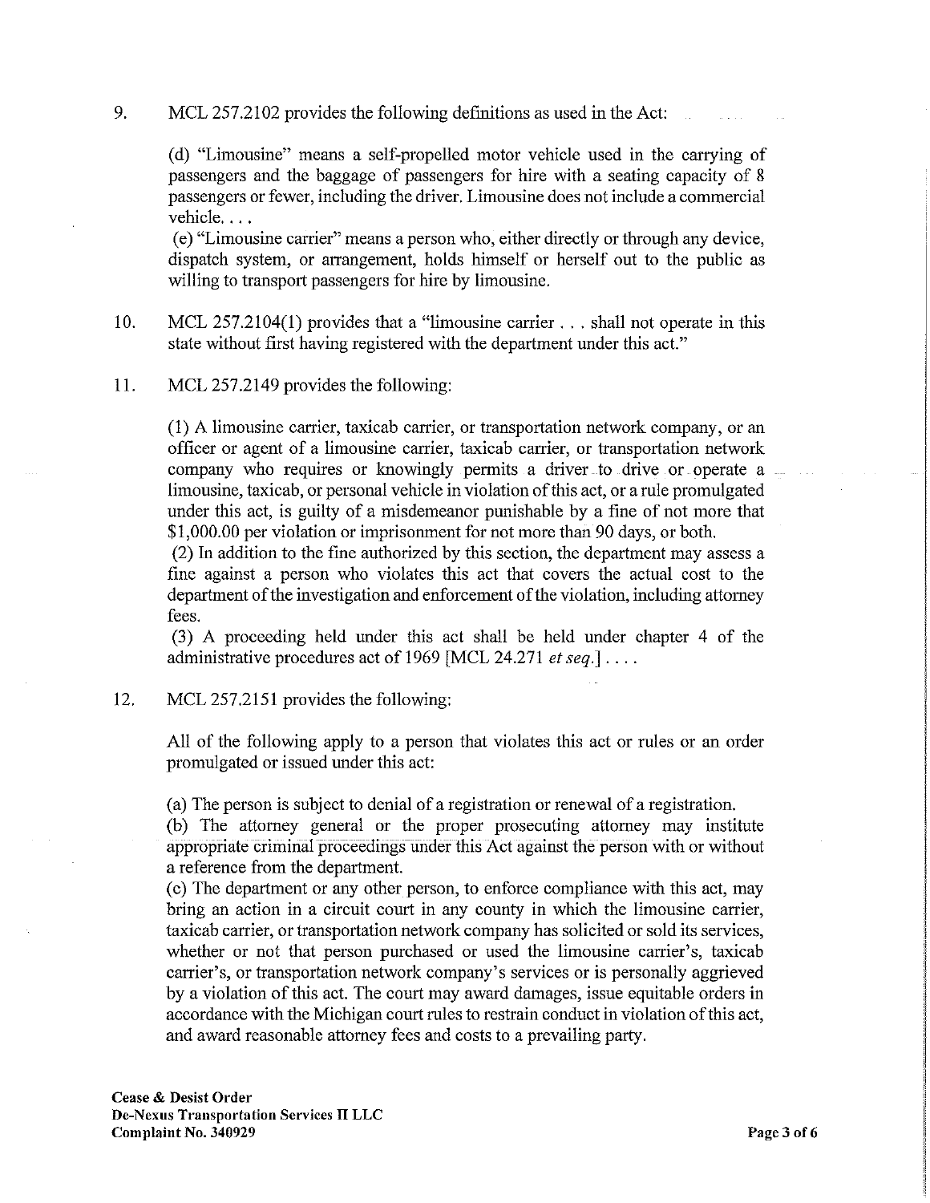9. MCL 257.2102 provides the following definitions as used in the Act:

   (d) "Limousine" means a self-propelled motor vehicle used in the carrying of passengers and the baggage of passengers for hire with a seating capacity of 8 passengers or fewer, including the driver. Limousine does not include a commercial vehicle. . . .

   (e) "Limousine carrier" means a person who, either directly or through any device, dispatch system, or arrangement, holds himself or herself out to the public as willing to transport passengers for hire by limousine.

10. MCL 257.2104(1) provides that a "limousine carrier . . . shall not operate in this state without first having registered with the department under this act."

11. MCL 257.2149 provides the following:

   (1) A limousine carrier, taxicab carrier, or transportation network company, or an officer or agent of a limousine carrier, taxicab carrier, or transportation network company who requires or knowingly permits a driver to drive or operate a limousine, taxicab, or personal vehicle in violation of this act, or a rule promulgated under this act, is guilty of a misdemeanor punishable by a fine of not more that $1,000.00 per violation or imprisonment for not more than 90 days, or both.

   (2) In addition to the fine authorized by this section, the department may assess a fine against a person who violates this act that covers the actual cost to the department of the investigation and enforcement of the violation, including attorney fees.

   (3) A proceeding held under this act shall be held under chapter 4 of the administrative procedures act of 1969 [MCL 24.271 *et seq.*] . . . .

12. MCL 257.2151 provides the following:

   All of the following apply to a person that violates this act or rules or an order promulgated or issued under this act:

   (a) The person is subject to denial of a registration or renewal of a registration.

   (b) The attorney general or the proper prosecuting attorney may institute appropriate criminal proceedings under this Act against the person with or without a reference from the department.

   (c) The department or any other person, to enforce compliance with this act, may bring an action in a circuit court in any county in which the limousine carrier, taxicab carrier, or transportation network company has solicited or sold its services, whether or not that person purchased or used the limousine carrier's, taxicab carrier's, or transportation network company's services or is personally aggrieved by a violation of this act. The court may award damages, issue equitable orders in accordance with the Michigan court rules to restrain conduct in violation of this act, and award reasonable attorney fees and costs to a prevailing party.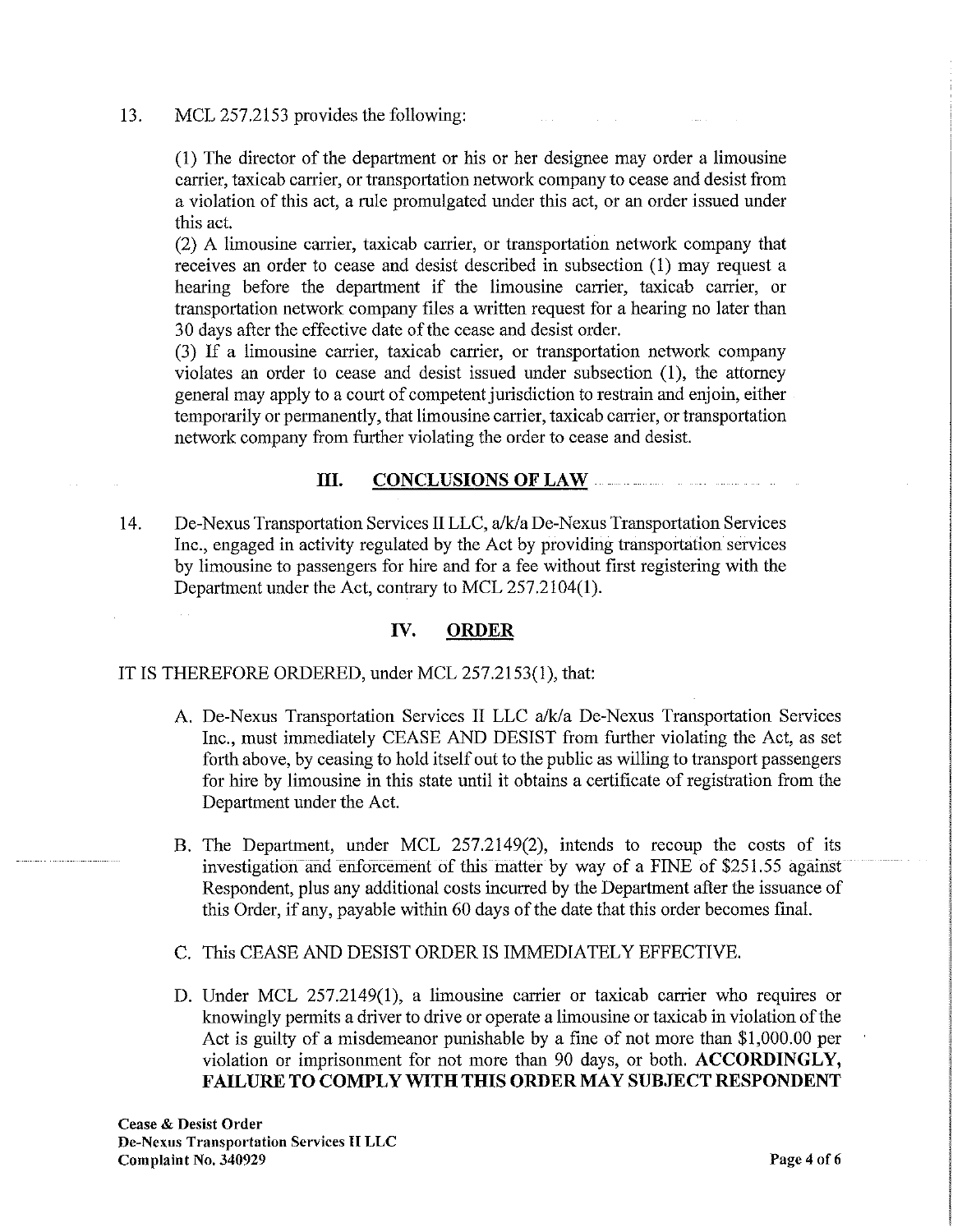13. MCL 257.2153 provides the following:

> (1) The director of the department or his or her designee may order a limousine carrier, taxicab carrier, or transportation network company to cease and desist from a violation of this act, a rule promulgated under this act, or an order issued under this act.
> (2) A limousine carrier, taxicab carrier, or transportation network company that receives an order to cease and desist described in subsection (1) may request a hearing before the department if the limousine carrier, taxicab carrier, or transportation network company files a written request for a hearing no later than 30 days after the effective date of the cease and desist order.
> (3) If a limousine carrier, taxicab carrier, or transportation network company violates an order to cease and desist issued under subsection (1), the attorney general may apply to a court of competent jurisdiction to restrain and enjoin, either temporarily or permanently, that limousine carrier, taxicab carrier, or transportation network company from further violating the order to cease and desist.

## III. CONCLUSIONS OF LAW

14. De-Nexus Transportation Services II LLC, a/k/a De-Nexus Transportation Services Inc., engaged in activity regulated by the Act by providing transportation services by limousine to passengers for hire and for a fee without first registering with the Department under the Act, contrary to MCL 257.2104(1).

## IV. ORDER

IT IS THEREFORE ORDERED, under MCL 257.2153(1), that:

A. De-Nexus Transportation Services II LLC a/k/a De-Nexus Transportation Services Inc., must immediately CEASE AND DESIST from further violating the Act, as set forth above, by ceasing to hold itself out to the public as willing to transport passengers for hire by limousine in this state until it obtains a certificate of registration from the Department under the Act.

B. The Department, under MCL 257.2149(2), intends to recoup the costs of its investigation and enforcement of this matter by way of a FINE of $251.55 against Respondent, plus any additional costs incurred by the Department after the issuance of this Order, if any, payable within 60 days of the date that this order becomes final.

C. This CEASE AND DESIST ORDER IS IMMEDIATELY EFFECTIVE.

D. Under MCL 257.2149(1), a limousine carrier or taxicab carrier who requires or knowingly permits a driver to drive or operate a limousine or taxicab in violation of the Act is guilty of a misdemeanor punishable by a fine of not more than $1,000.00 per violation or imprisonment for not more than 90 days, or both. **ACCORDINGLY, FAILURE TO COMPLY WITH THIS ORDER MAY SUBJECT RESPONDENT**

**Cease & Desist Order**
**De-Nexus Transportation Services II LLC**
**Complaint No. 340929**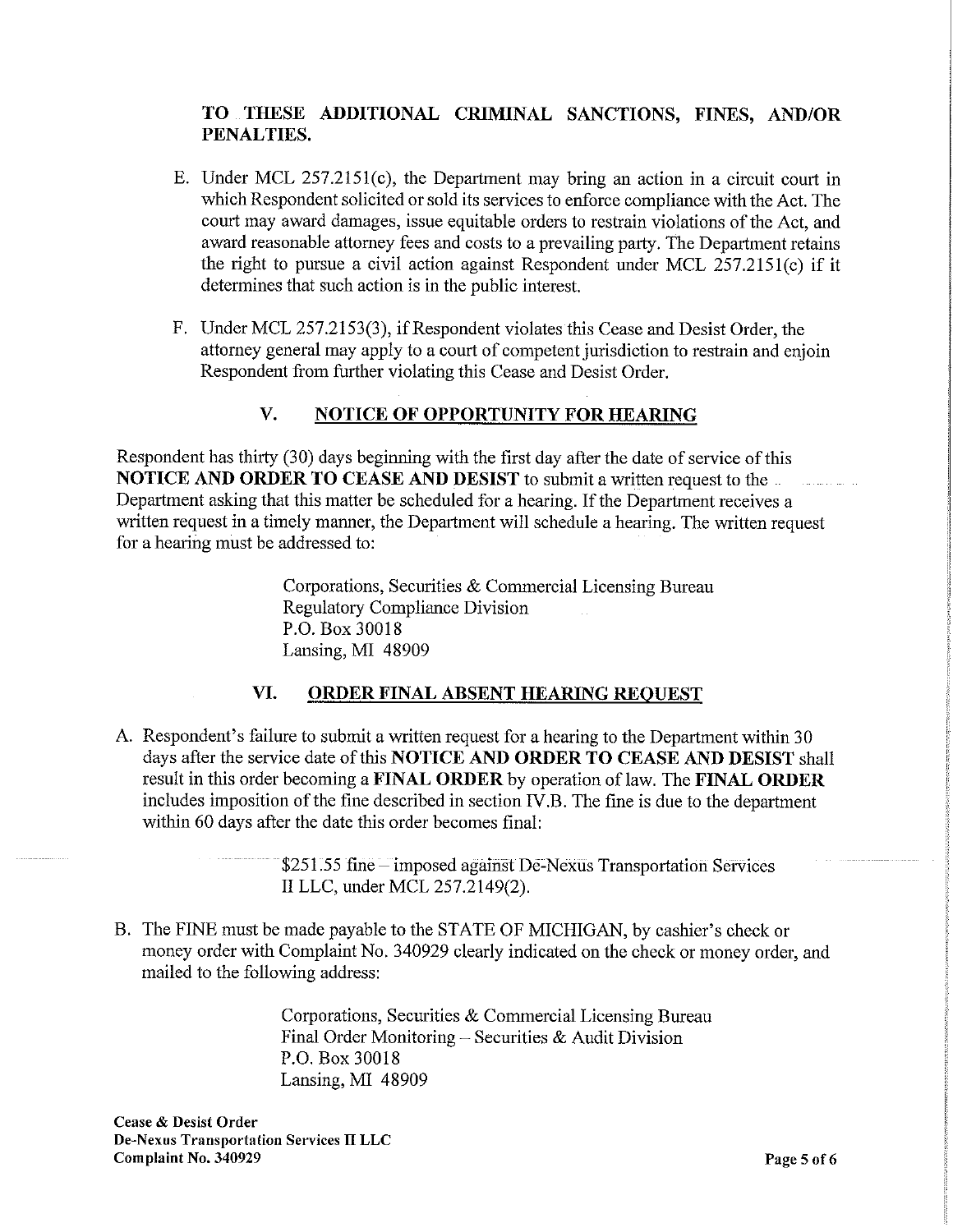**TO THESE ADDITIONAL CRIMINAL SANCTIONS, FINES, AND/OR PENALTIES.**

E. Under MCL 257.2151(c), the Department may bring an action in a circuit court in which Respondent solicited or sold its services to enforce compliance with the Act. The court may award damages, issue equitable orders to restrain violations of the Act, and award reasonable attorney fees and costs to a prevailing party. The Department retains the right to pursue a civil action against Respondent under MCL 257.2151(c) if it determines that such action is in the public interest.

F. Under MCL 257.2153(3), if Respondent violates this Cease and Desist Order, the attorney general may apply to a court of competent jurisdiction to restrain and enjoin Respondent from further violating this Cease and Desist Order.

## V. NOTICE OF OPPORTUNITY FOR HEARING

Respondent has thirty (30) days beginning with the first day after the date of service of this **NOTICE AND ORDER TO CEASE AND DESIST** to submit a written request to the Department asking that this matter be scheduled for a hearing. If the Department receives a written request in a timely manner, the Department will schedule a hearing. The written request for a hearing must be addressed to:

> Corporations, Securities & Commercial Licensing Bureau
> Regulatory Compliance Division
> P.O. Box 30018
> Lansing, MI 48909

## VI. ORDER FINAL ABSENT HEARING REQUEST

A. Respondent's failure to submit a written request for a hearing to the Department within 30 days after the service date of this **NOTICE AND ORDER TO CEASE AND DESIST** shall result in this order becoming a **FINAL ORDER** by operation of law. The **FINAL ORDER** includes imposition of the fine described in section IV.B. The fine is due to the department within 60 days after the date this order becomes final:

> $251.55 fine – imposed against De-Nexus Transportation Services II LLC, under MCL 257.2149(2).

B. The FINE must be made payable to the STATE OF MICHIGAN, by cashier's check or money order with Complaint No. 340929 clearly indicated on the check or money order, and mailed to the following address:

> Corporations, Securities & Commercial Licensing Bureau
> Final Order Monitoring – Securities & Audit Division
> P.O. Box 30018
> Lansing, MI 48909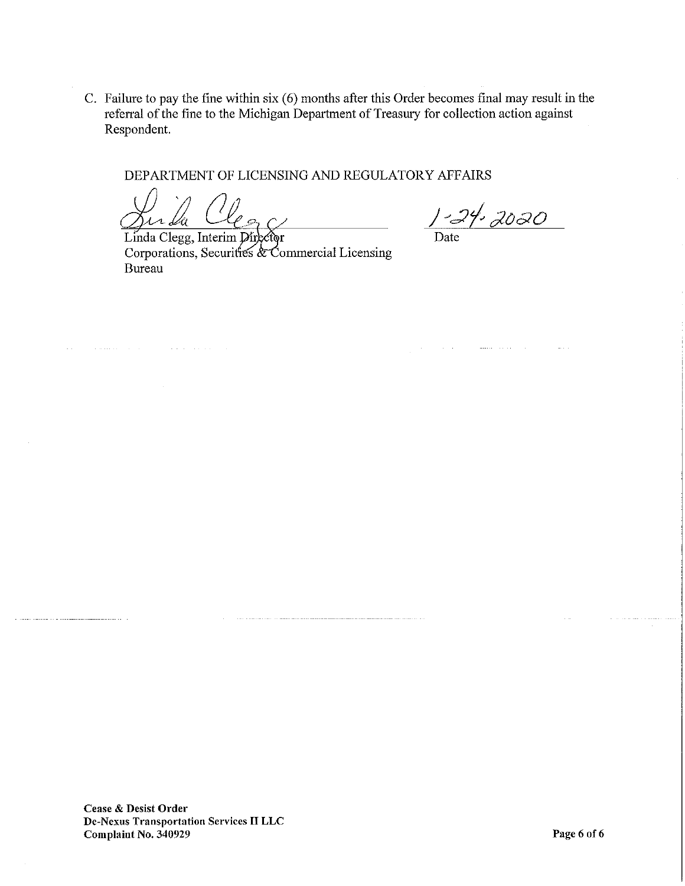C. Failure to pay the fine within six (6) months after this Order becomes final may result in the referral of the fine to the Michigan Department of Treasury for collection action against Respondent.

DEPARTMENT OF LICENSING AND REGULATORY AFFAIRS

Linda Clegg, Interim Director
Corporations, Securities & Commercial Licensing Bureau

1-24-2020
Date

**Cease & Desist Order**
**De-Nexus Transportation Services II LLC**
**Complaint No. 340929**